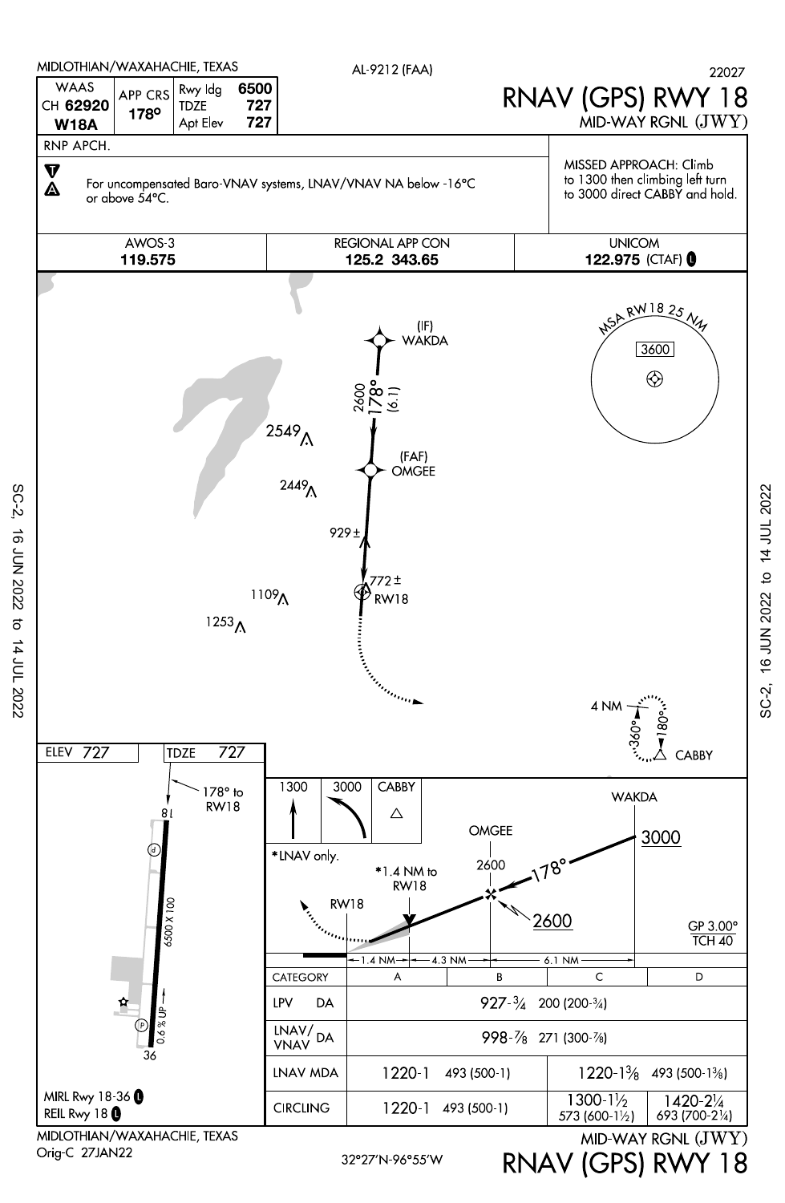MIDLOTHIAN/WAXAHACHIE, TEXAS

AL-9212 (FAA)

22027

# RNAV (GPS) RWY 18

MID-WAY RGNL (JWY)

| WAAS CH 62920 W18A | APP CRS 178° | Rwy ldg 6500 | TDZE 727 | Apt Elev 727 |
|---|---|---|---|---|

RNP APCH.

For uncompensated Baro-VNAV systems, LNAV/VNAV NA below -16°C or above 54°C.

MISSED APPROACH: Climb to 1300 then climbing left turn to 3000 direct CABBY and hold.

| AWOS-3 | REGIONAL APP CON | UNICOM |
|---|---|---|
| 119.575 | 125.2 343.65 | 122.975 (CTAF) |

(IF) WAKDA

2600 178° (6.1)

(FAF) OMGEE

2549, 2449, 929±, 772±, 1109, 1253

RW18

MSA RW18 25 NM 3600

4 NM 360° 180° CABBY

ELEV 727 TDZE 727

178° to RW18

6500 X 100

0.6% UP

18, 36

1300 3000 CABBY

WAKDA 3000

OMGEE 2600

178°

*LNAV only.

*1.4 NM to RW18

RW18

2600

GP 3.00° TCH 40

1.4 NM — 4.3 NM — 6.1 NM

| CATEGORY | A | B | C | D |
|---|---|---|---|---|
| LPV DA | 927-¾ 200 (200-¾) | | | |
| LNAV/VNAV DA | 998-⅞ 271 (300-⅞) | | | |
| LNAV MDA | 1220-1 493 (500-1) | | 1220-1⅜ 493 (500-1⅜) | |
| CIRCLING | 1220-1 493 (500-1) | | 1300-1½ 573 (600-1½) | 1420-2¼ 693 (700-2¼) |

MIRL Rwy 18-36
REIL Rwy 18

MIDLOTHIAN/WAXAHACHIE, TEXAS
Orig-C 27JAN22

32°27'N-96°55'W

MID-WAY RGNL (JWY)
RNAV (GPS) RWY 18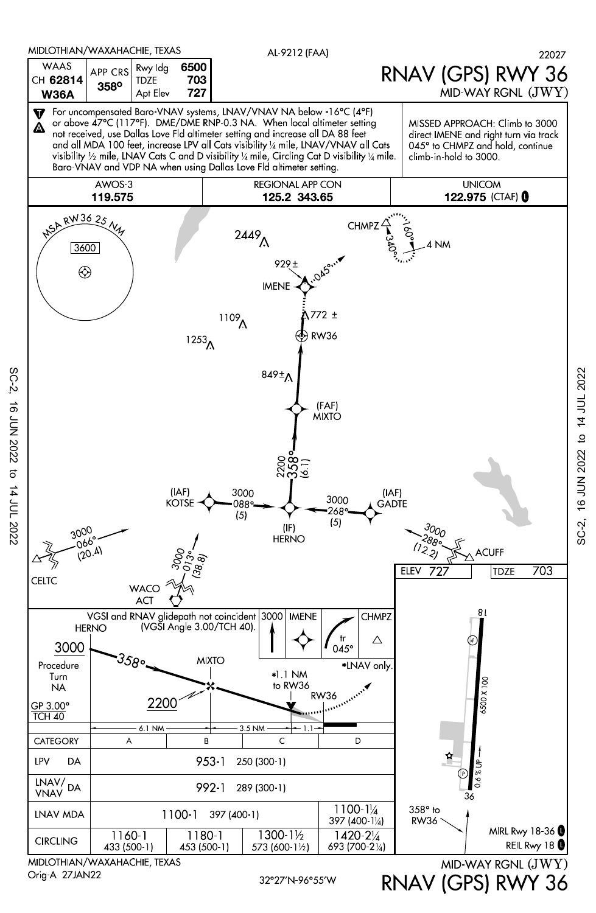MIDLOTHIAN/WAXAHACHIE, TEXAS

AL-9212 (FAA)

22027

# RNAV (GPS) RWY 36

MID-WAY RGNL (JWY)

| WAAS CH 62814 W36A | APP CRS 358° | Rwy ldg 6500 | TDZE 703 | Apt Elev 727 |
|---|---|---|---|---|

For uncompensated Baro-VNAV systems, LNAV/VNAV NA below -16°C (4°F) or above 47°C (117°F). DME/DME RNP-0.3 NA. When local altimeter setting not received, use Dallas Love Fld altimeter setting and increase all DA 88 feet and all MDA 100 feet, increase LPV all Cats visibility ¼ mile, LNAV/VNAV all Cats visibility ½ mile, LNAV Cats C and D visibility ¼ mile, Circling Cat D visibility ¼ mile. Baro-VNAV and VDP NA when using Dallas Love Fld altimeter setting.

MISSED APPROACH: Climb to 3000 direct IMENE and right turn via track 045° to CHMPZ and hold, continue climb-in-hold to 3000.

| AWOS-3 | REGIONAL APP CON | UNICOM |
|---|---|---|
| 119.575 | 125.2 343.65 | 122.975 (CTAF) |

MSA RW36 25 NM 3600

CHMPZ 160° 340° 4 NM

2449

929± 045°

IMENE

1109

772 ±

RW36

1253

849±

(FAF) MIXTO

2200 358° (6.1)

(IAF) KOTSE 3000 088° (5)

(IF) HERNO

3000 268° (5) (IAF) GADTE

3000 066° (20.4) CELTC

3000 013° (38.8) WACO ACT

3000 288° (12.2) ACUFF

ELEV 727 TDZE 703

VGSI and RNAV glidepath not coincident (VGSI Angle 3.00/TCH 40).

HERNO 3000 Procedure Turn NA

358° MIXTO 2200

GP 3.00° TCH 40

*1.1 NM to RW36

RW36

3000 IMENE tr 045° CHMPZ

*LNAV only.

6.1 NM 3.5 NM 1.1

18

6500 X 100

0.6% UP

36

358° to RW36

| CATEGORY | A | B | C | D |
|---|---|---|---|---|
| LPV DA | 953-1 250 (300-1) | | | |
| LNAV/VNAV DA | 992-1 289 (300-1) | | | |
| LNAV MDA | 1100-1 397 (400-1) | | | 1100-1¼ 397 (400-1¼) |
| CIRCLING | 1160-1 433 (500-1) | 1180-1 453 (500-1) | 1300-1½ 573 (600-1½) | 1420-2¼ 693 (700-2¼) |

MIRL Rwy 18-36

REIL Rwy 18

MIDLOTHIAN/WAXAHACHIE, TEXAS

Orig-A 27JAN22

32°27'N-96°55'W

MID-WAY RGNL (JWY)

RNAV (GPS) RWY 36